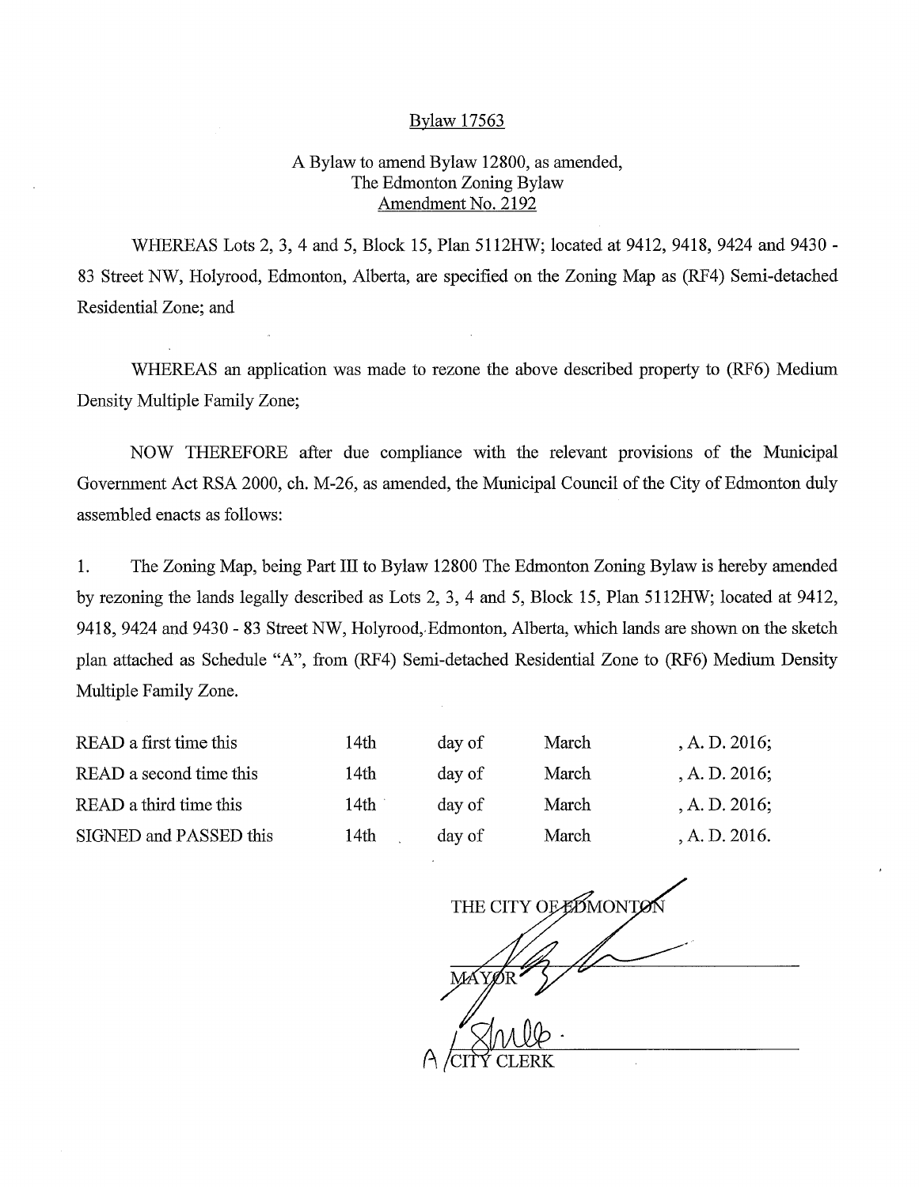# Bylaw 17563

A Bylaw to amend Bylaw 12800, as amended,
The Edmonton Zoning Bylaw
Amendment No. 2192

WHEREAS Lots 2, 3, 4 and 5, Block 15, Plan 5112HW; located at 9412, 9418, 9424 and 9430 - 83 Street NW, Holyrood, Edmonton, Alberta, are specified on the Zoning Map as (RF4) Semi-detached Residential Zone; and

WHEREAS an application was made to rezone the above described property to (RF6) Medium Density Multiple Family Zone;

NOW THEREFORE after due compliance with the relevant provisions of the Municipal Government Act RSA 2000, ch. M-26, as amended, the Municipal Council of the City of Edmonton duly assembled enacts as follows:

1. The Zoning Map, being Part III to Bylaw 12800 The Edmonton Zoning Bylaw is hereby amended by rezoning the lands legally described as Lots 2, 3, 4 and 5, Block 15, Plan 5112HW; located at 9412, 9418, 9424 and 9430 - 83 Street NW, Holyrood, Edmonton, Alberta, which lands are shown on the sketch plan attached as Schedule "A", from (RF4) Semi-detached Residential Zone to (RF6) Medium Density Multiple Family Zone.

| | | | | |
|---|---|---|---|---|
| READ a first time this | 14th | day of | March | , A. D. 2016; |
| READ a second time this | 14th | day of | March | , A. D. 2016; |
| READ a third time this | 14th | day of | March | , A. D. 2016; |
| SIGNED and PASSED this | 14th | day of | March | , A. D. 2016. |

THE CITY OF EDMONTON

MAYOR

A / CITY CLERK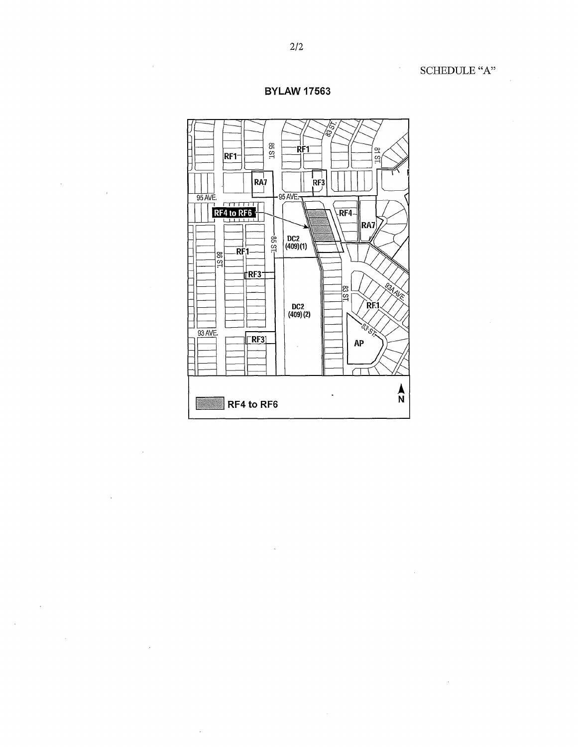SCHEDULE "A"

**BYLAW 17563**

RF1
RF1
RA7
RF3
95 AVE.
95 AVE.
85 ST.
83 ST.
81 ST.
RF4 to RF6
RF4
RA7
DC2
(409)(1)
85 ST.
86 ST.
RF1
RF3
83 ST.
93A AVE.
RF1
DC2
(409)(2)
83 ST.
93 AVE.
RF3
AP

RF4 to RF6

N